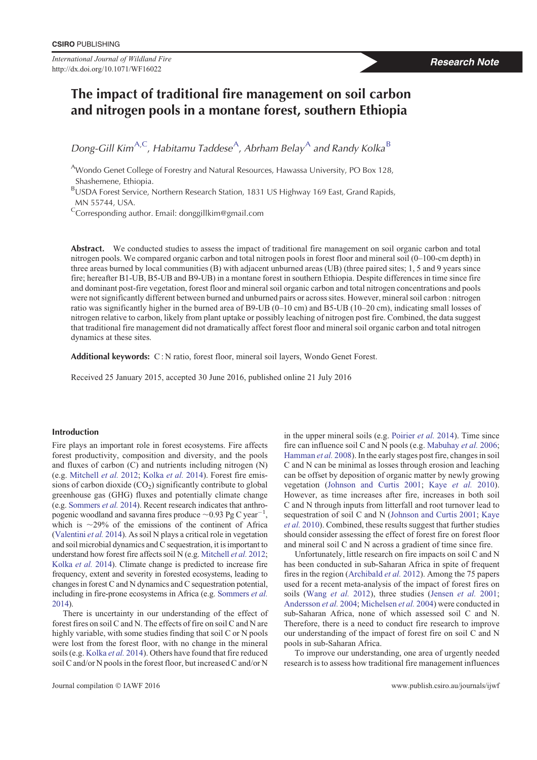CSIRO PUBLISHING

*International Journal of Wildland Fire*
http://dx.doi.org/10.1071/WF16022

**Research Note**

# The impact of traditional fire management on soil carbon and nitrogen pools in a montane forest, southern Ethiopia

*Dong-Gill Kim*[A,C], *Habitamu Taddese*[A], *Abrham Belay*[A] and *Randy Kolka*[B]

[A]Wondo Genet College of Forestry and Natural Resources, Hawassa University, PO Box 128, Shashemene, Ethiopia.

[B]USDA Forest Service, Northern Research Station, 1831 US Highway 169 East, Grand Rapids, MN 55744, USA.

[C]Corresponding author. Email: donggillkim@gmail.com

**Abstract.** We conducted studies to assess the impact of traditional fire management on soil organic carbon and total nitrogen pools. We compared organic carbon and total nitrogen pools in forest floor and mineral soil (0–100-cm depth) in three areas burned by local communities (B) with adjacent unburned areas (UB) (three paired sites; 1, 5 and 9 years since fire; hereafter B1-UB, B5-UB and B9-UB) in a montane forest in southern Ethiopia. Despite differences in time since fire and dominant post-fire vegetation, forest floor and mineral soil organic carbon and total nitrogen concentrations and pools were not significantly different between burned and unburned pairs or across sites. However, mineral soil carbon : nitrogen ratio was significantly higher in the burned area of B9-UB (0–10 cm) and B5-UB (10–20 cm), indicating small losses of nitrogen relative to carbon, likely from plant uptake or possibly leaching of nitrogen post fire. Combined, the data suggest that traditional fire management did not dramatically affect forest floor and mineral soil organic carbon and total nitrogen dynamics at these sites.

**Additional keywords:** C : N ratio, forest floor, mineral soil layers, Wondo Genet Forest.

Received 25 January 2015, accepted 30 June 2016, published online 21 July 2016

## Introduction

Fire plays an important role in forest ecosystems. Fire affects forest productivity, composition and diversity, and the pools and fluxes of carbon (C) and nutrients including nitrogen (N) (e.g. Mitchell *et al.* 2012; Kolka *et al.* 2014). Forest fire emissions of carbon dioxide ($CO_2$) significantly contribute to global greenhouse gas (GHG) fluxes and potentially climate change (e.g. Sommers *et al.* 2014). Recent research indicates that anthropogenic woodland and savanna fires produce ~0.93 Pg C $year^{-1}$, which is ~29% of the emissions of the continent of Africa (Valentini *et al.* 2014). As soil N plays a critical role in vegetation and soil microbial dynamics and C sequestration, it is important to understand how forest fire affects soil N (e.g. Mitchell *et al.* 2012; Kolka *et al.* 2014). Climate change is predicted to increase fire frequency, extent and severity in forested ecosystems, leading to changes in forest C and N dynamics and C sequestration potential, including in fire-prone ecosystems in Africa (e.g. Sommers *et al.* 2014).

There is uncertainty in our understanding of the effect of forest fires on soil C and N. The effects of fire on soil C and N are highly variable, with some studies finding that soil C or N pools were lost from the forest floor, with no change in the mineral soils (e.g. Kolka *et al.* 2014). Others have found that fire reduced soil C and/or N pools in the forest floor, but increased C and/or N in the upper mineral soils (e.g. Poirier *et al.* 2014). Time since fire can influence soil C and N pools (e.g. Mabuhay *et al.* 2006; Hamman *et al.* 2008). In the early stages post fire, changes in soil C and N can be minimal as losses through erosion and leaching can be offset by deposition of organic matter by newly growing vegetation (Johnson and Curtis 2001; Kaye *et al.* 2010). However, as time increases after fire, increases in both soil C and N through inputs from litterfall and root turnover lead to sequestration of soil C and N (Johnson and Curtis 2001; Kaye *et al.* 2010). Combined, these results suggest that further studies should consider assessing the effect of forest fire on forest floor and mineral soil C and N across a gradient of time since fire.

Unfortunately, little research on fire impacts on soil C and N has been conducted in sub-Saharan Africa in spite of frequent fires in the region (Archibald *et al.* 2012). Among the 75 papers used for a recent meta-analysis of the impact of forest fires on soils (Wang *et al.* 2012), three studies (Jensen *et al.* 2001; Andersson *et al.* 2004; Michelsen *et al.* 2004) were conducted in sub-Saharan Africa, none of which assessed soil C and N. Therefore, there is a need to conduct fire research to improve our understanding of the impact of forest fire on soil C and N pools in sub-Saharan Africa.

To improve our understanding, one area of urgently needed research is to assess how traditional fire management influences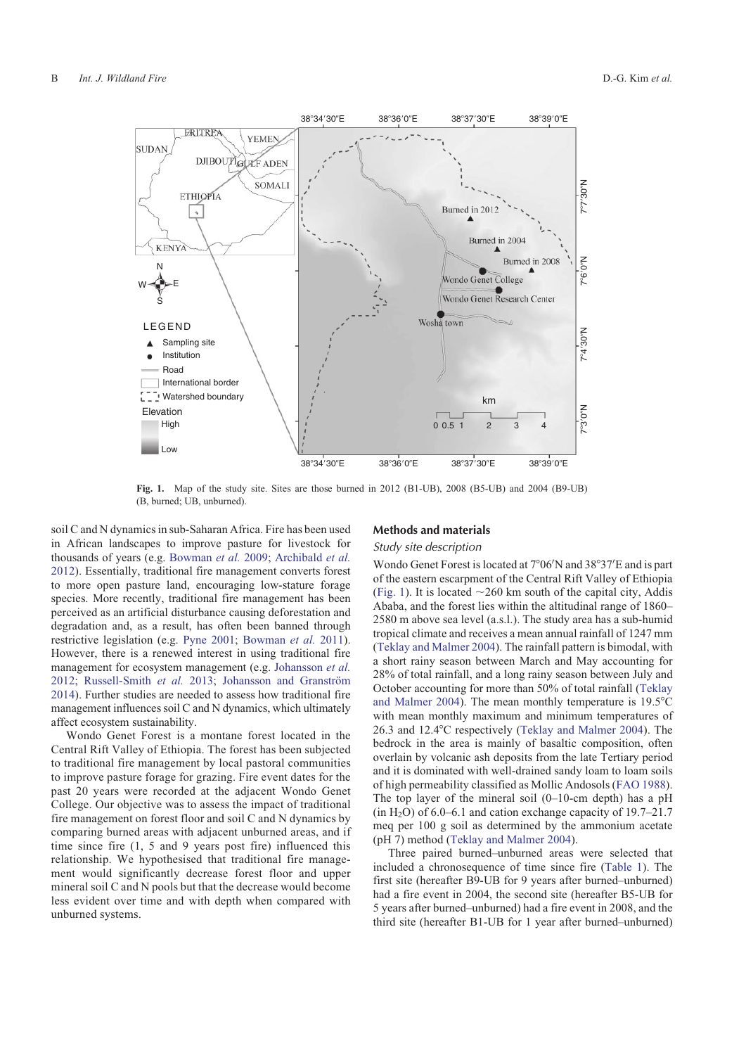Fig. 1. Map of the study site. Sites are those burned in 2012 (B1-UB), 2008 (B5-UB) and 2004 (B9-UB) (B, burned; UB, unburned).

soil C and N dynamics in sub-Saharan Africa. Fire has been used in African landscapes to improve pasture for livestock for thousands of years (e.g. Bowman *et al.* 2009; Archibald *et al.* 2012). Essentially, traditional fire management converts forest to more open pasture land, encouraging low-stature forage species. More recently, traditional fire management has been perceived as an artificial disturbance causing deforestation and degradation and, as a result, has often been banned through restrictive legislation (e.g. Pyne 2001; Bowman *et al.* 2011). However, there is a renewed interest in using traditional fire management for ecosystem management (e.g. Johansson *et al.* 2012; Russell-Smith *et al.* 2013; Johansson and Granström 2014). Further studies are needed to assess how traditional fire management influences soil C and N dynamics, which ultimately affect ecosystem sustainability.

Wondo Genet Forest is a montane forest located in the Central Rift Valley of Ethiopia. The forest has been subjected to traditional fire management by local pastoral communities to improve pasture forage for grazing. Fire event dates for the past 20 years were recorded at the adjacent Wondo Genet College. Our objective was to assess the impact of traditional fire management on forest floor and soil C and N dynamics by comparing burned areas with adjacent unburned areas, and if time since fire (1, 5 and 9 years post fire) influenced this relationship. We hypothesised that traditional fire management would significantly decrease forest floor and upper mineral soil C and N pools but that the decrease would become less evident over time and with depth when compared with unburned systems.

## Methods and materials

### *Study site description*

Wondo Genet Forest is located at 7°06′N and 38°37′E and is part of the eastern escarpment of the Central Rift Valley of Ethiopia (Fig. 1). It is located ~260 km south of the capital city, Addis Ababa, and the forest lies within the altitudinal range of 1860–2580 m above sea level (a.s.l.). The study area has a sub-humid tropical climate and receives a mean annual rainfall of 1247 mm (Teklay and Malmer 2004). The rainfall pattern is bimodal, with a short rainy season between March and May accounting for 28% of total rainfall, and a long rainy season between July and October accounting for more than 50% of total rainfall (Teklay and Malmer 2004). The mean monthly temperature is 19.5°C with mean monthly maximum and minimum temperatures of 26.3 and 12.4°C respectively (Teklay and Malmer 2004). The bedrock in the area is mainly of basaltic composition, often overlain by volcanic ash deposits from the late Tertiary period and it is dominated with well-drained sandy loam to loam soils of high permeability classified as Mollic Andosols (FAO 1988). The top layer of the mineral soil (0–10-cm depth) has a pH (in $H_2O$) of 6.0–6.1 and cation exchange capacity of 19.7–21.7 meq per 100 g soil as determined by the ammonium acetate (pH 7) method (Teklay and Malmer 2004).

Three paired burned–unburned areas were selected that included a chronosequence of time since fire (Table 1). The first site (hereafter B9-UB for 9 years after burned–unburned) had a fire event in 2004, the second site (hereafter B5-UB for 5 years after burned–unburned) had a fire event in 2008, and the third site (hereafter B1-UB for 1 year after burned–unburned)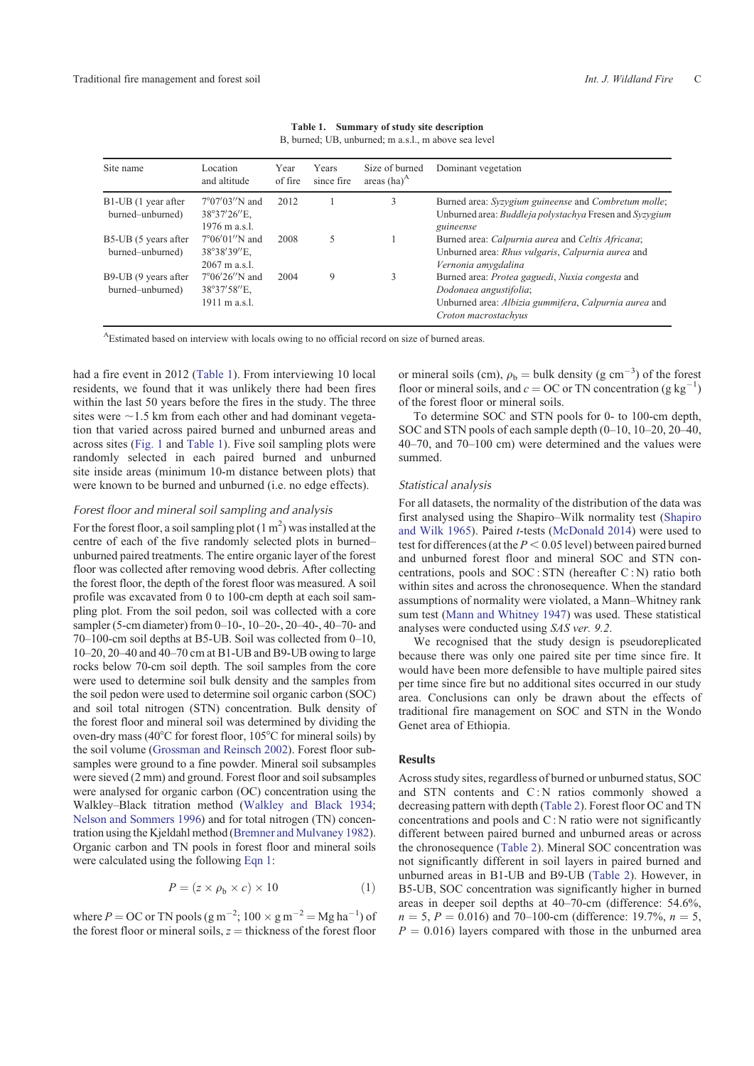**Table 1. Summary of study site description**

B, burned; UB, unburned; m a.s.l., m above sea level

| Site name | Location and altitude | Year of fire | Years since fire | Size of burned areas (ha)[A] | Dominant vegetation |
|---|---|---|---|---|---|
| B1-UB (1 year after burned–unburned) | 7°07′03″N and 38°37′26″E, 1976 m a.s.l. | 2012 | 1 | 3 | Burned area: *Syzygium guineense* and *Combretum molle*; Unburned area: *Buddleja polystachya* Fresen and *Syzygium guineense* |
| B5-UB (5 years after burned–unburned) | 7°06′01″N and 38°38′39″E, 2067 m a.s.l. | 2008 | 5 | 1 | Burned area: *Calpurnia aurea* and *Celtis Africana*; Unburned area: *Rhus vulgaris*, *Calpurnia aurea* and *Vernonia amygdalina* |
| B9-UB (9 years after burned–unburned) | 7°06′26″N and 38°37′58″E, 1911 m a.s.l. | 2004 | 9 | 3 | Burned area: *Protea gaguedi*, *Nuxia congesta* and *Dodonaea angustifolia*; Unburned area: *Albizia gummifera*, *Calpurnia aurea* and *Croton macrostachyus* |

[A]Estimated based on interview with locals owing to no official record on size of burned areas.

had a fire event in 2012 (Table 1). From interviewing 10 local residents, we found that it was unlikely there had been fires within the last 50 years before the fires in the study. The three sites were ~1.5 km from each other and had dominant vegetation that varied across paired burned and unburned areas and across sites (Fig. 1 and Table 1). Five soil sampling plots were randomly selected in each paired burned and unburned site inside areas (minimum 10-m distance between plots) that were known to be burned and unburned (i.e. no edge effects).

### Forest floor and mineral soil sampling and analysis

For the forest floor, a soil sampling plot (1 $m^2$) was installed at the centre of each of the five randomly selected plots in burned–unburned paired treatments. The entire organic layer of the forest floor was collected after removing wood debris. After collecting the forest floor, the depth of the forest floor was measured. A soil profile was excavated from 0 to 100-cm depth at each soil sampling plot. From the soil pedon, soil was collected with a core sampler (5-cm diameter) from 0–10-, 10–20-, 20–40-, 40–70- and 70–100-cm soil depths at B5-UB. Soil was collected from 0–10, 10–20, 20–40 and 40–70 cm at B1-UB and B9-UB owing to large rocks below 70-cm soil depth. The soil samples from the core were used to determine soil bulk density and the samples from the soil pedon were used to determine soil organic carbon (SOC) and soil total nitrogen (STN) concentration. Bulk density of the forest floor and mineral soil was determined by dividing the oven-dry mass (40°C for forest floor, 105°C for mineral soils) by the soil volume (Grossman and Reinsch 2002). Forest floor subsamples were ground to a fine powder. Mineral soil subsamples were sieved (2 mm) and ground. Forest floor and soil subsamples were analysed for organic carbon (OC) concentration using the Walkley–Black titration method (Walkley and Black 1934; Nelson and Sommers 1996) and for total nitrogen (TN) concentration using the Kjeldahl method (Bremner and Mulvaney 1982). Organic carbon and TN pools in forest floor and mineral soils were calculated using the following Eqn 1:

$$P = (z \times \rho_b \times c) \times 10 \tag{1}$$

where $P$ = OC or TN pools ($g\ m^{-2}$; $100 \times g\ m^{-2} = Mg\ ha^{-1}$) of the forest floor or mineral soils, $z$ = thickness of the forest floor or mineral soils (cm), $\rho_b$ = bulk density ($g\ cm^{-3}$) of the forest floor or mineral soils, and $c$ = OC or TN concentration ($g\ kg^{-1}$) of the forest floor or mineral soils.

To determine SOC and STN pools for 0- to 100-cm depth, SOC and STN pools of each sample depth (0–10, 10–20, 20–40, 40–70, and 70–100 cm) were determined and the values were summed.

### Statistical analysis

For all datasets, the normality of the distribution of the data was first analysed using the Shapiro–Wilk normality test (Shapiro and Wilk 1965). Paired *t*-tests (McDonald 2014) were used to test for differences (at the $P < 0.05$ level) between paired burned and unburned forest floor and mineral SOC and STN concentrations, pools and SOC : STN (hereafter C : N) ratio both within sites and across the chronosequence. When the standard assumptions of normality were violated, a Mann–Whitney rank sum test (Mann and Whitney 1947) was used. These statistical analyses were conducted using *SAS ver. 9.2*.

We recognised that the study design is pseudoreplicated because there was only one paired site per time since fire. It would have been more defensible to have multiple paired sites per time since fire but no additional sites occurred in our study area. Conclusions can only be drawn about the effects of traditional fire management on SOC and STN in the Wondo Genet area of Ethiopia.

## Results

Across study sites, regardless of burned or unburned status, SOC and STN contents and C : N ratios commonly showed a decreasing pattern with depth (Table 2). Forest floor OC and TN concentrations and pools and C : N ratio were not significantly different between paired burned and unburned areas or across the chronosequence (Table 2). Mineral SOC concentration was not significantly different in soil layers in paired burned and unburned areas in B1-UB and B9-UB (Table 2). However, in B5-UB, SOC concentration was significantly higher in burned areas in deeper soil depths at 40–70-cm (difference: 54.6%, $n = 5$, $P = 0.016$) and 70–100-cm (difference: 19.7%, $n = 5$, $P = 0.016$) layers compared with those in the unburned area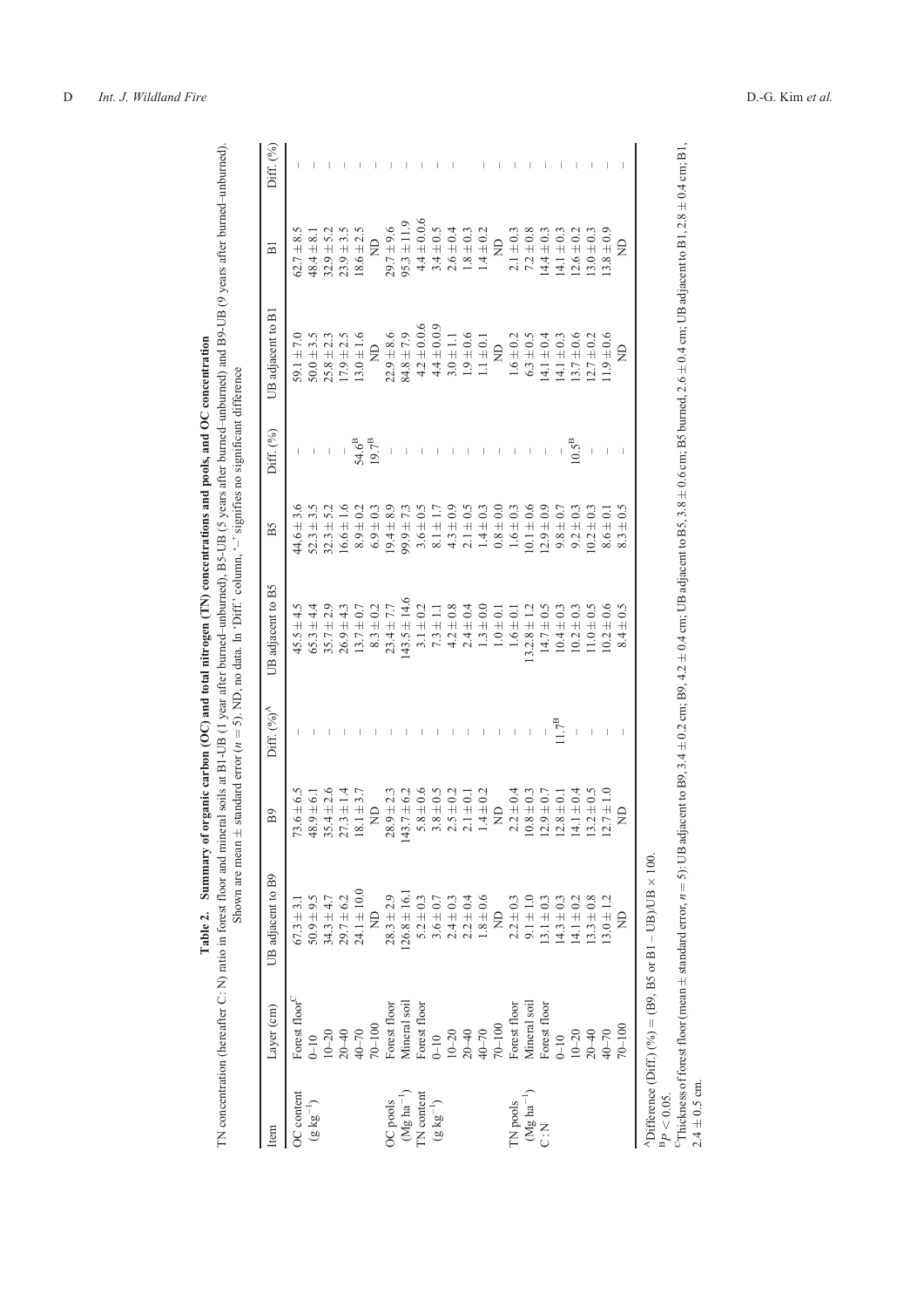**Table 2. Summary of organic carbon (OC) and total nitrogen (TN) concentrations and pools, and OC concentration**

TN concentration (hereafter C : N) ratio in forest floor and mineral soils at B1-UB (1 year after burned–unburned), B5-UB (5 years after burned–unburned) and B9-UB (9 years after burned–unburned). Shown are mean ± standard error ($n = 5$). ND, no data. In 'Diff.' column, '–' signifies no significant difference

| Item | Layer (cm) | UB adjacent to B9 | B9 | Diff. (%)[A] | UB adjacent to B5 | B5 | Diff. (%) | UB adjacent to B1 | B1 | Diff. (%) |
|---|---|---|---|---|---|---|---|---|---|---|
| OC content ($g\ kg^{-1}$) | Forest floor[C] | 67.3 ± 3.1 | 73.6 ± 6.5 | – | 45.5 ± 4.5 | 44.6 ± 3.6 | – | 59.1 ± 7.0 | 62.7 ± 8.5 | – |
| | 0–10 | 50.9 ± 9.5 | 48.9 ± 6.1 | – | 65.3 ± 4.4 | 52.3 ± 3.5 | – | 50.0 ± 3.5 | 48.4 ± 8.1 | – |
| | 10–20 | 34.3 ± 4.7 | 35.4 ± 2.6 | – | 35.7 ± 2.9 | 32.3 ± 5.2 | – | 25.8 ± 2.3 | 32.9 ± 5.2 | – |
| | 20–40 | 29.7 ± 6.2 | 27.3 ± 1.4 | – | 26.9 ± 4.3 | 16.6 ± 1.6 | – | 17.9 ± 2.5 | 23.9 ± 3.5 | – |
| | 40–70 | 24.1 ± 10.0 | 18.1 ± 3.7 | – | 13.7 ± 0.7 | 8.9 ± 0.2 | 54.6[B] | 13.0 ± 1.6 | 18.6 ± 2.5 | – |
| | 70–100 | ND | ND | – | 8.3 ± 0.2 | 6.9 ± 0.3 | 19.7[B] | ND | ND | – |
| OC pools ($Mg\ ha^{-1}$) | Forest floor | 28.3 ± 2.9 | 28.9 ± 2.3 | – | 23.4 ± 7.7 | 19.4 ± 8.9 | – | 22.9 ± 8.6 | 29.7 ± 9.6 | – |
| | Mineral soil | 126.8 ± 16.1 | 143.7 ± 6.2 | – | 143.5 ± 14.6 | 99.9 ± 7.3 | – | 84.8 ± 7.9 | 95.3 ± 11.9 | – |
| TN content ($g\ kg^{-1}$) | Forest floor | 5.2 ± 0.3 | 5.8 ± 0.6 | – | 3.1 ± 0.2 | 3.6 ± 0.5 | – | 4.2 ± 0.06 | 4.4 ± 0.06 | – |
| | 0–10 | 3.6 ± 0.7 | 3.8 ± 0.5 | – | 7.3 ± 1.1 | 8.1 ± 1.7 | – | 4.4 ± 0.09 | 3.4 ± 0.5 | – |
| | 10–20 | 2.4 ± 0.3 | 2.5 ± 0.2 | – | 4.2 ± 0.8 | 4.3 ± 0.9 | – | 3.0 ± 1.1 | 2.6 ± 0.4 | – |
| | 20–40 | 2.2 ± 0.4 | 2.1 ± 0.1 | – | 2.4 ± 0.4 | 2.1 ± 0.5 | – | 1.9 ± 0.6 | 1.8 ± 0.3 | – |
| | 40–70 | 1.8 ± 0.6 | 1.4 ± 0.2 | – | 1.3 ± 0.0 | 1.4 ± 0.3 | – | 1.1 ± 0.1 | 1.4 ± 0.2 | – |
| | 70–100 | ND | ND | – | 1.0 ± 0.1 | 0.8 ± 0.0 | – | ND | ND | – |
| TN pools ($Mg\ ha^{-1}$) | Forest floor | 2.2 ± 0.3 | 2.2 ± 0.4 | – | 1.6 ± 0.1 | 1.6 ± 0.3 | – | 1.6 ± 0.2 | 2.1 ± 0.3 | – |
| | Mineral soil | 9.1 ± 1.0 | 10.8 ± 0.3 | – | 13.2.8 ± 1.2 | 10.1 ± 0.6 | – | 6.3 ± 0.5 | 7.2 ± 0.8 | – |
| C : N | Forest floor | 13.1 ± 0.3 | 12.9 ± 0.7 | – | 14.7 ± 0.5 | 12.9 ± 0.9 | – | 14.1 ± 0.4 | 14.4 ± 0.3 | – |
| | 0–10 | 14.3 ± 0.3 | 12.8 ± 0.1 | 11.7[B] | 10.4 ± 0.3 | 9.8 ± 0.7 | – | 14.1 ± 0.3 | 14.1 ± 0.3 | – |
| | 10–20 | 14.1 ± 0.2 | 14.1 ± 0.4 | – | 10.2 ± 0.3 | 9.2 ± 0.3 | 10.5[B] | 13.7 ± 0.6 | 12.6 ± 0.2 | – |
| | 20–40 | 13.3 ± 0.8 | 13.2 ± 0.5 | – | 11.0 ± 0.5 | 10.2 ± 0.3 | – | 12.7 ± 0.2 | 13.0 ± 0.3 | – |
| | 40–70 | 13.0 ± 1.2 | 12.7 ± 1.0 | – | 10.2 ± 0.6 | 8.6 ± 0.1 | – | 11.9 ± 0.6 | 13.8 ± 0.9 | – |
| | 70–100 | ND | ND | – | 8.4 ± 0.5 | 8.3 ± 0.5 | – | ND | ND | – |

[A]Difference (Diff.) (%) = (B9, B5 or B1 – UB)/UB × 100.

[B]$P < 0.05$.

[C]Thickness of forest floor (mean ± standard error, $n = 5$): UB adjacent to B9, 3.4 ± 0.2 cm; B9, 4.2 ± 0.4 cm; UB adjacent to B5, 3.8 ± 0.6 cm; B5 burned, 2.6 ± 0.4 cm; UB adjacent to B1, 2.8 ± 0.4 cm; B1, 2.4 ± 0.5 cm.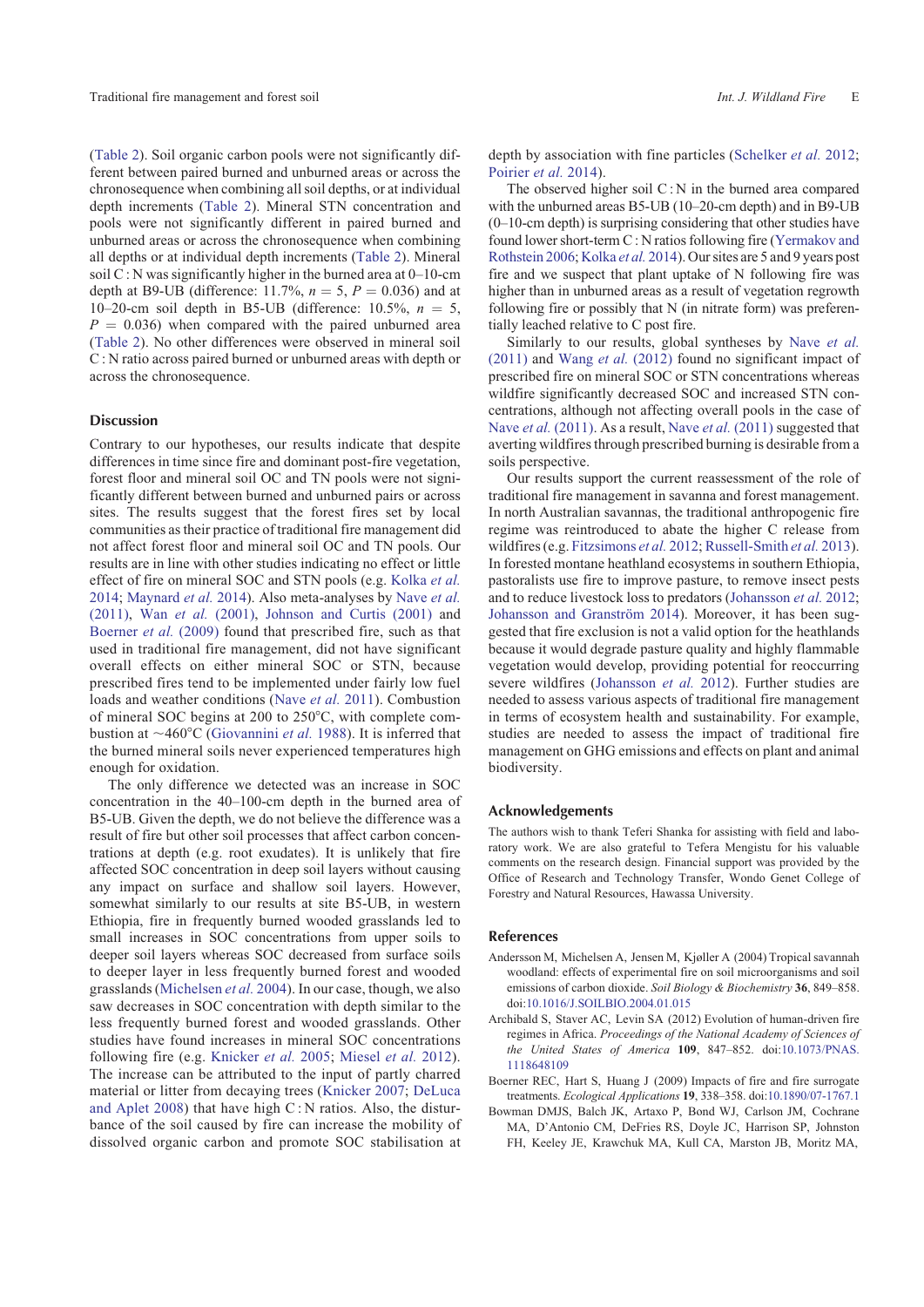(Table 2). Soil organic carbon pools were not significantly different between paired burned and unburned areas or across the chronosequence when combining all soil depths, or at individual depth increments (Table 2). Mineral STN concentration and pools were not significantly different in paired burned and unburned areas or across the chronosequence when combining all depths or at individual depth increments (Table 2). Mineral soil C : N was significantly higher in the burned area at 0–10-cm depth at B9-UB (difference: 11.7%, $n = 5$, $P = 0.036$) and at 10–20-cm soil depth in B5-UB (difference: 10.5%, $n = 5$, $P = 0.036$) when compared with the paired unburned area (Table 2). No other differences were observed in mineral soil C : N ratio across paired burned or unburned areas with depth or across the chronosequence.

## Discussion

Contrary to our hypotheses, our results indicate that despite differences in time since fire and dominant post-fire vegetation, forest floor and mineral soil OC and TN pools were not significantly different between burned and unburned pairs or across sites. The results suggest that the forest fires set by local communities as their practice of traditional fire management did not affect forest floor and mineral soil OC and TN pools. Our results are in line with other studies indicating no effect or little effect of fire on mineral SOC and STN pools (e.g. Kolka *et al.* 2014; Maynard *et al.* 2014). Also meta-analyses by Nave *et al.* (2011), Wan *et al.* (2001), Johnson and Curtis (2001) and Boerner *et al.* (2009) found that prescribed fire, such as that used in traditional fire management, did not have significant overall effects on either mineral SOC or STN, because prescribed fires tend to be implemented under fairly low fuel loads and weather conditions (Nave *et al.* 2011). Combustion of mineral SOC begins at 200 to 250°C, with complete combustion at ~460°C (Giovannini *et al.* 1988). It is inferred that the burned mineral soils never experienced temperatures high enough for oxidation.

The only difference we detected was an increase in SOC concentration in the 40–100-cm depth in the burned area of B5-UB. Given the depth, we do not believe the difference was a result of fire but other soil processes that affect carbon concentrations at depth (e.g. root exudates). It is unlikely that fire affected SOC concentration in deep soil layers without causing any impact on surface and shallow soil layers. However, somewhat similarly to our results at site B5-UB, in western Ethiopia, fire in frequently burned wooded grasslands led to small increases in SOC concentrations from upper soils to deeper soil layers whereas SOC decreased from surface soils to deeper layer in less frequently burned forest and wooded grasslands (Michelsen *et al.* 2004). In our case, though, we also saw decreases in SOC concentration with depth similar to the less frequently burned forest and wooded grasslands. Other studies have found increases in mineral SOC concentrations following fire (e.g. Knicker *et al.* 2005; Miesel *et al.* 2012). The increase can be attributed to the input of partly charred material or litter from decaying trees (Knicker 2007; DeLuca and Aplet 2008) that have high C : N ratios. Also, the disturbance of the soil caused by fire can increase the mobility of dissolved organic carbon and promote SOC stabilisation at depth by association with fine particles (Schelker *et al.* 2012; Poirier *et al.* 2014).

The observed higher soil C : N in the burned area compared with the unburned areas B5-UB (10–20-cm depth) and in B9-UB (0–10-cm depth) is surprising considering that other studies have found lower short-term C : N ratios following fire (Yermakov and Rothstein 2006; Kolka *et al.* 2014). Our sites are 5 and 9 years post fire and we suspect that plant uptake of N following fire was higher than in unburned areas as a result of vegetation regrowth following fire or possibly that N (in nitrate form) was preferentially leached relative to C post fire.

Similarly to our results, global syntheses by Nave *et al.* (2011) and Wang *et al.* (2012) found no significant impact of prescribed fire on mineral SOC or STN concentrations whereas wildfire significantly decreased SOC and increased STN concentrations, although not affecting overall pools in the case of Nave *et al.* (2011). As a result, Nave *et al.* (2011) suggested that averting wildfires through prescribed burning is desirable from a soils perspective.

Our results support the current reassessment of the role of traditional fire management in savanna and forest management. In north Australian savannas, the traditional anthropogenic fire regime was reintroduced to abate the higher C release from wildfires (e.g. Fitzsimons *et al.* 2012; Russell-Smith *et al.* 2013). In forested montane heathland ecosystems in southern Ethiopia, pastoralists use fire to improve pasture, to remove insect pests and to reduce livestock loss to predators (Johansson *et al.* 2012; Johansson and Granström 2014). Moreover, it has been suggested that fire exclusion is not a valid option for the heathlands because it would degrade pasture quality and highly flammable vegetation would develop, providing potential for reoccurring severe wildfires (Johansson *et al.* 2012). Further studies are needed to assess various aspects of traditional fire management in terms of ecosystem health and sustainability. For example, studies are needed to assess the impact of traditional fire management on GHG emissions and effects on plant and animal biodiversity.

## Acknowledgements

The authors wish to thank Teferi Shanka for assisting with field and laboratory work. We are also grateful to Tefera Mengistu for his valuable comments on the research design. Financial support was provided by the Office of Research and Technology Transfer, Wondo Genet College of Forestry and Natural Resources, Hawassa University.

## References

Andersson M, Michelsen A, Jensen M, Kjøller A (2004) Tropical savannah woodland: effects of experimental fire on soil microorganisms and soil emissions of carbon dioxide. *Soil Biology & Biochemistry* **36**, 849–858. doi:10.1016/J.SOILBIO.2004.01.015

Archibald S, Staver AC, Levin SA (2012) Evolution of human-driven fire regimes in Africa. *Proceedings of the National Academy of Sciences of the United States of America* **109**, 847–852. doi:10.1073/PNAS.1118648109

Boerner REC, Hart S, Huang J (2009) Impacts of fire and fire surrogate treatments. *Ecological Applications* **19**, 338–358. doi:10.1890/07-1767.1

Bowman DMJS, Balch JK, Artaxo P, Bond WJ, Carlson JM, Cochrane MA, D'Antonio CM, DeFries RS, Doyle JC, Harrison SP, Johnston FH, Keeley JE, Krawchuk MA, Kull CA, Marston JB, Moritz MA,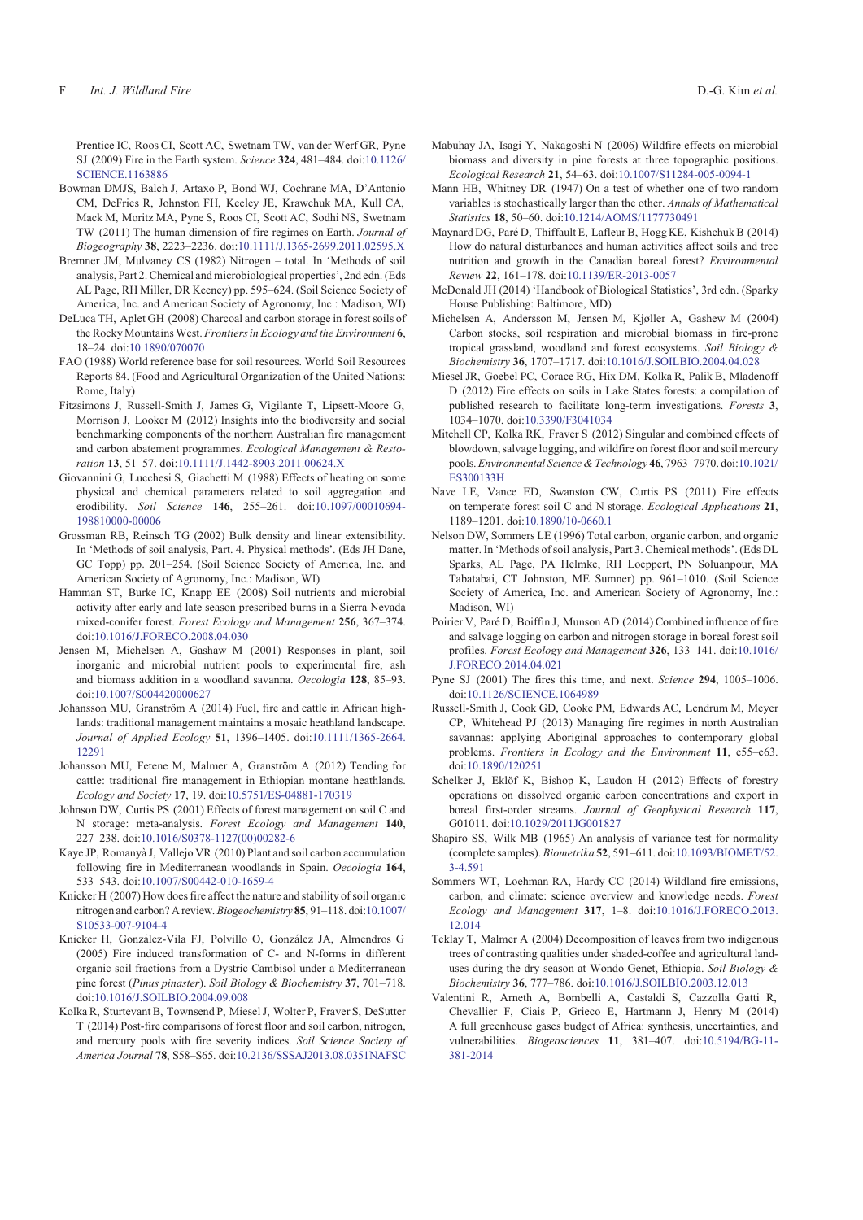Prentice IC, Roos CI, Scott AC, Swetnam TW, van der Werf GR, Pyne SJ (2009) Fire in the Earth system. *Science* **324**, 481–484. doi:10.1126/SCIENCE.1163886

Bowman DMJS, Balch J, Artaxo P, Bond WJ, Cochrane MA, D'Antonio CM, DeFries R, Johnston FH, Keeley JE, Krawchuk MA, Kull CA, Mack M, Moritz MA, Pyne S, Roos CI, Scott AC, Sodhi NS, Swetnam TW (2011) The human dimension of fire regimes on Earth. *Journal of Biogeography* **38**, 2223–2236. doi:10.1111/J.1365-2699.2011.02595.X

Bremner JM, Mulvaney CS (1982) Nitrogen – total. In 'Methods of soil analysis, Part 2. Chemical and microbiological properties', 2nd edn. (Eds AL Page, RH Miller, DR Keeney) pp. 595–624. (Soil Science Society of America, Inc. and American Society of Agronomy, Inc.: Madison, WI)

DeLuca TH, Aplet GH (2008) Charcoal and carbon storage in forest soils of the Rocky Mountains West. *Frontiers in Ecology and the Environment* **6**, 18–24. doi:10.1890/070070

FAO (1988) World reference base for soil resources. World Soil Resources Reports 84. (Food and Agricultural Organization of the United Nations: Rome, Italy)

Fitzsimons J, Russell-Smith J, James G, Vigilante T, Lipsett-Moore G, Morrison J, Looker M (2012) Insights into the biodiversity and social benchmarking components of the northern Australian fire management and carbon abatement programmes. *Ecological Management & Restoration* **13**, 51–57. doi:10.1111/J.1442-8903.2011.00624.X

Giovannini G, Lucchesi S, Giachetti M (1988) Effects of heating on some physical and chemical parameters related to soil aggregation and erodibility. *Soil Science* **146**, 255–261. doi:10.1097/00010694-198810000-00006

Grossman RB, Reinsch TG (2002) Bulk density and linear extensibility. In 'Methods of soil analysis, Part. 4. Physical methods'. (Eds JH Dane, GC Topp) pp. 201–254. (Soil Science Society of America, Inc. and American Society of Agronomy, Inc.: Madison, WI)

Hamman ST, Burke IC, Knapp EE (2008) Soil nutrients and microbial activity after early and late season prescribed burns in a Sierra Nevada mixed-conifer forest. *Forest Ecology and Management* **256**, 367–374. doi:10.1016/J.FORECO.2008.04.030

Jensen M, Michelsen A, Gashaw M (2001) Responses in plant, soil inorganic and microbial nutrient pools to experimental fire, ash and biomass addition in a woodland savanna. *Oecologia* **128**, 85–93. doi:10.1007/S004420000627

Johansson MU, Granström A (2014) Fuel, fire and cattle in African highlands: traditional management maintains a mosaic heathland landscape. *Journal of Applied Ecology* **51**, 1396–1405. doi:10.1111/1365-2664.12291

Johansson MU, Fetene M, Malmer A, Granström A (2012) Tending for cattle: traditional fire management in Ethiopian montane heathlands. *Ecology and Society* **17**, 19. doi:10.5751/ES-04881-170319

Johnson DW, Curtis PS (2001) Effects of forest management on soil C and N storage: meta-analysis. *Forest Ecology and Management* **140**, 227–238. doi:10.1016/S0378-1127(00)00282-6

Kaye JP, Romanyà J, Vallejo VR (2010) Plant and soil carbon accumulation following fire in Mediterranean woodlands in Spain. *Oecologia* **164**, 533–543. doi:10.1007/S00442-010-1659-4

Knicker H (2007) How does fire affect the nature and stability of soil organic nitrogen and carbon? A review. *Biogeochemistry* **85**, 91–118. doi:10.1007/S10533-007-9104-4

Knicker H, González-Vila FJ, Polvillo O, González JA, Almendros G (2005) Fire induced transformation of C- and N-forms in different organic soil fractions from a Dystric Cambisol under a Mediterranean pine forest (*Pinus pinaster*). *Soil Biology & Biochemistry* **37**, 701–718. doi:10.1016/J.SOILBIO.2004.09.008

Kolka R, Sturtevant B, Townsend P, Miesel J, Wolter P, Fraver S, DeSutter T (2014) Post-fire comparisons of forest floor and soil carbon, nitrogen, and mercury pools with fire severity indices. *Soil Science Society of America Journal* **78**, S58–S65. doi:10.2136/SSSAJ2013.08.0351NAFSC

Mabuhay JA, Isagi Y, Nakagoshi N (2006) Wildfire effects on microbial biomass and diversity in pine forests at three topographic positions. *Ecological Research* **21**, 54–63. doi:10.1007/S11284-005-0094-1

Mann HB, Whitney DR (1947) On a test of whether one of two random variables is stochastically larger than the other. *Annals of Mathematical Statistics* **18**, 50–60. doi:10.1214/AOMS/1177730491

Maynard DG, Paré D, Thiffault E, Lafleur B, Hogg KE, Kishchuk B (2014) How do natural disturbances and human activities affect soils and tree nutrition and growth in the Canadian boreal forest? *Environmental Review* **22**, 161–178. doi:10.1139/ER-2013-0057

McDonald JH (2014) 'Handbook of Biological Statistics', 3rd edn. (Sparky House Publishing: Baltimore, MD)

Michelsen A, Andersson M, Jensen M, Kjøller A, Gashew M (2004) Carbon stocks, soil respiration and microbial biomass in fire-prone tropical grassland, woodland and forest ecosystems. *Soil Biology & Biochemistry* **36**, 1707–1717. doi:10.1016/J.SOILBIO.2004.04.028

Miesel JR, Goebel PC, Corace RG, Hix DM, Kolka R, Palik B, Mladenoff D (2012) Fire effects on soils in Lake States forests: a compilation of published research to facilitate long-term investigations. *Forests* **3**, 1034–1070. doi:10.3390/F3041034

Mitchell CP, Kolka RK, Fraver S (2012) Singular and combined effects of blowdown, salvage logging, and wildfire on forest floor and soil mercury pools. *Environmental Science & Technology* **46**, 7963–7970. doi:10.1021/ES300133H

Nave LE, Vance ED, Swanston CW, Curtis PS (2011) Fire effects on temperate forest soil C and N storage. *Ecological Applications* **21**, 1189–1201. doi:10.1890/10-0660.1

Nelson DW, Sommers LE (1996) Total carbon, organic carbon, and organic matter. In 'Methods of soil analysis, Part 3. Chemical methods'. (Eds DL Sparks, AL Page, PA Helmke, RH Loeppert, PN Soluanpour, MA Tabatabai, CT Johnston, ME Sumner) pp. 961–1010. (Soil Science Society of America, Inc. and American Society of Agronomy, Inc.: Madison, WI)

Poirier V, Paré D, Boiffin J, Munson AD (2014) Combined influence of fire and salvage logging on carbon and nitrogen storage in boreal forest soil profiles. *Forest Ecology and Management* **326**, 133–141. doi:10.1016/J.FORECO.2014.04.021

Pyne SJ (2001) The fires this time, and next. *Science* **294**, 1005–1006. doi:10.1126/SCIENCE.1064989

Russell-Smith J, Cook GD, Cooke PM, Edwards AC, Lendrum M, Meyer CP, Whitehead PJ (2013) Managing fire regimes in north Australian savannas: applying Aboriginal approaches to contemporary global problems. *Frontiers in Ecology and the Environment* **11**, e55–e63. doi:10.1890/120251

Schelker J, Eklöf K, Bishop K, Laudon H (2012) Effects of forestry operations on dissolved organic carbon concentrations and export in boreal first-order streams. *Journal of Geophysical Research* **117**, G01011. doi:10.1029/2011JG001827

Shapiro SS, Wilk MB (1965) An analysis of variance test for normality (complete samples). *Biometrika* **52**, 591–611. doi:10.1093/BIOMET/52.3-4.591

Sommers WT, Loehman RA, Hardy CC (2014) Wildland fire emissions, carbon, and climate: science overview and knowledge needs. *Forest Ecology and Management* **317**, 1–8. doi:10.1016/J.FORECO.2013.12.014

Teklay T, Malmer A (2004) Decomposition of leaves from two indigenous trees of contrasting qualities under shaded-coffee and agricultural land-uses during the dry season at Wondo Genet, Ethiopia. *Soil Biology & Biochemistry* **36**, 777–786. doi:10.1016/J.SOILBIO.2003.12.013

Valentini R, Arneth A, Bombelli A, Castaldi S, Cazzolla Gatti R, Chevallier F, Ciais P, Grieco E, Hartmann J, Henry M (2014) A full greenhouse gases budget of Africa: synthesis, uncertainties, and vulnerabilities. *Biogeosciences* **11**, 381–407. doi:10.5194/BG-11-381-2014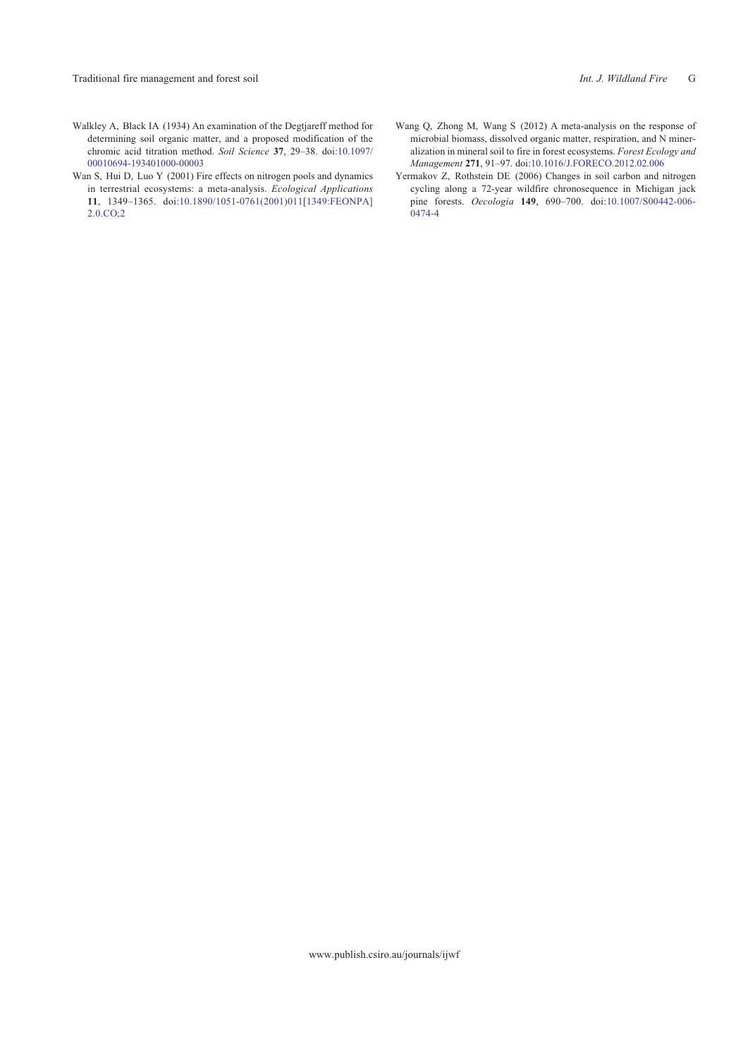Walkley A, Black IA (1934) An examination of the Degtjareff method for determining soil organic matter, and a proposed modification of the chromic acid titration method. *Soil Science* **37**, 29–38. doi:10.1097/00010694-193401000-00003

Wan S, Hui D, Luo Y (2001) Fire effects on nitrogen pools and dynamics in terrestrial ecosystems: a meta-analysis. *Ecological Applications* **11**, 1349–1365. doi:10.1890/1051-0761(2001)011[1349:FEONPA]2.0.CO;2

Wang Q, Zhong M, Wang S (2012) A meta-analysis on the response of microbial biomass, dissolved organic matter, respiration, and N mineralization in mineral soil to fire in forest ecosystems. *Forest Ecology and Management* **271**, 91–97. doi:10.1016/J.FORECO.2012.02.006

Yermakov Z, Rothstein DE (2006) Changes in soil carbon and nitrogen cycling along a 72-year wildfire chronosequence in Michigan jack pine forests. *Oecologia* **149**, 690–700. doi:10.1007/S00442-006-0474-4

www.publish.csiro.au/journals/ijwf